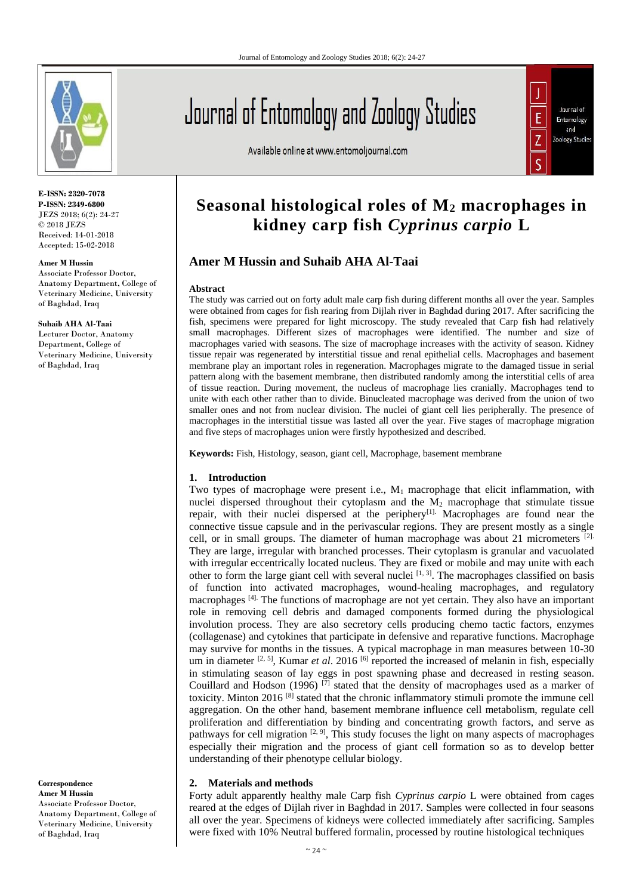# Seasonal histological roles of $M_2$ macrophages in kidney carp fish *Cyprinus carpio* L

**Amer M Hussin and Suhaib AHA Al-Taai**

**E-ISSN: 2320-7078**
**P-ISSN: 2349-6800**
JEZS 2018; 6(2): 24-27
© 2018 JEZS
Received: 14-01-2018
Accepted: 15-02-2018

**Amer M Hussin**
Associate Professor Doctor, Anatomy Department, College of Veterinary Medicine, University of Baghdad, Iraq

**Suhaib AHA Al-Taai**
Lecturer Doctor, Anatomy Department, College of Veterinary Medicine, University of Baghdad, Iraq

**Correspondence**
**Amer M Hussin**
Associate Professor Doctor, Anatomy Department, College of Veterinary Medicine, University of Baghdad, Iraq

**Abstract**

The study was carried out on forty adult male carp fish during different months all over the year. Samples were obtained from cages for fish rearing from Dijlah river in Baghdad during 2017. After sacrificing the fish, specimens were prepared for light microscopy. The study revealed that Carp fish had relatively small macrophages. Different sizes of macrophages were identified. The number and size of macrophages varied with seasons. The size of macrophage increases with the activity of season. Kidney tissue repair was regenerated by interstitial tissue and renal epithelial cells. Macrophages and basement membrane play an important roles in regeneration. Macrophages migrate to the damaged tissue in serial pattern along with the basement membrane, then distributed randomly among the interstitial cells of area of tissue reaction. During movement, the nucleus of macrophage lies cranially. Macrophages tend to unite with each other rather than to divide. Binucleated macrophage was derived from the union of two smaller ones and not from nuclear division. The nuclei of giant cell lies peripherally. The presence of macrophages in the interstitial tissue was lasted all over the year. Five stages of macrophage migration and five steps of macrophages union were firstly hypothesized and described.

**Keywords:** Fish, Histology, season, giant cell, Macrophage, basement membrane

## 1. Introduction

Two types of macrophage were present i.e., $M_1$ macrophage that elicit inflammation, with nuclei dispersed throughout their cytoplasm and the $M_2$ macrophage that stimulate tissue repair, with their nuclei dispersed at the periphery[1]. Macrophages are found near the connective tissue capsule and in the perivascular regions. They are present mostly as a single cell, or in small groups. The diameter of human macrophage was about 21 micrometers [2]. They are large, irregular with branched processes. Their cytoplasm is granular and vacuolated with irregular eccentrically located nucleus. They are fixed or mobile and may unite with each other to form the large giant cell with several nuclei [1, 3]. The macrophages classified on basis of function into activated macrophages, wound-healing macrophages, and regulatory macrophages [4]. The functions of macrophage are not yet certain. They also have an important role in removing cell debris and damaged components formed during the physiological involution process. They are also secretory cells producing chemo tactic factors, enzymes (collagenase) and cytokines that participate in defensive and reparative functions. Macrophage may survive for months in the tissues. A typical macrophage in man measures between 10-30 um in diameter [2, 5], Kumar *et al*. 2016 [6] reported the increased of melanin in fish, especially in stimulating season of lay eggs in post spawning phase and decreased in resting season. Couillard and Hodson (1996) [7] stated that the density of macrophages used as a marker of toxicity. Minton 2016 [8] stated that the chronic inflammatory stimuli promote the immune cell aggregation. On the other hand, basement membrane influence cell metabolism, regulate cell proliferation and differentiation by binding and concentrating growth factors, and serve as pathways for cell migration [2, 9], This study focuses the light on many aspects of macrophages especially their migration and the process of giant cell formation so as to develop better understanding of their phenotype cellular biology.

## 2. Materials and methods

Forty adult apparently healthy male Carp fish *Cyprinus carpio* L were obtained from cages reared at the edges of Dijlah river in Baghdad in 2017. Samples were collected in four seasons all over the year. Specimens of kidneys were collected immediately after sacrificing. Samples were fixed with 10% Neutral buffered formalin, processed by routine histological techniques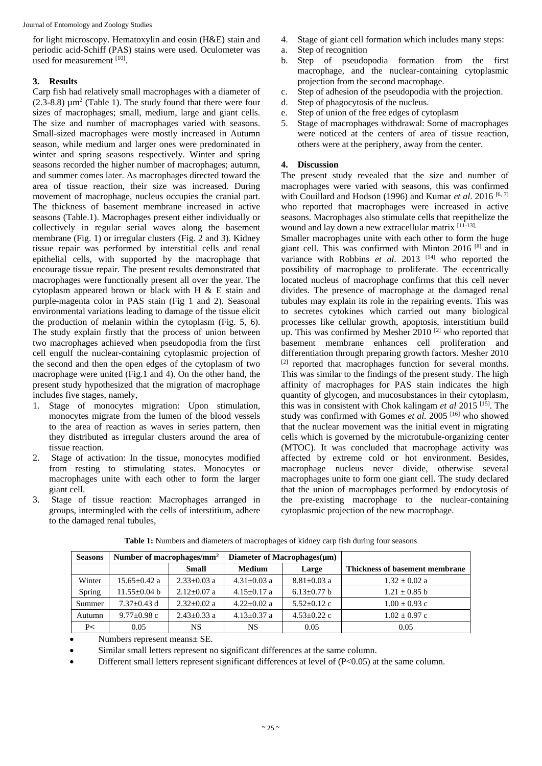for light microscopy. Hematoxylin and eosin (H&E) stain and periodic acid-Schiff (PAS) stains were used. Oculometer was used for measurement [10].

## 3. Results

Carp fish had relatively small macrophages with a diameter of (2.3-8.8) $\mu m^2$ (Table 1). The study found that there were four sizes of macrophages; small, medium, large and giant cells. The size and number of macrophages varied with seasons. Small-sized macrophages were mostly increased in Autumn season, while medium and larger ones were predominated in winter and spring seasons respectively. Winter and spring seasons recorded the higher number of macrophages; autumn, and summer comes later. As macrophages directed toward the area of tissue reaction, their size was increased. During movement of macrophage, nucleus occupies the cranial part. The thickness of basement membrane increased in active seasons (Table.1). Macrophages present either individually or collectively in regular serial waves along the basement membrane (Fig. 1) or irregular clusters (Fig. 2 and 3). Kidney tissue repair was performed by interstitial cells and renal epithelial cells, with supported by the macrophage that encourage tissue repair. The present results demonstrated that macrophages were functionally present all over the year. The cytoplasm appeared brown or black with H & E stain and purple-magenta color in PAS stain (Fig 1 and 2). Seasonal environmental variations leading to damage of the tissue elicit the production of melanin within the cytoplasm (Fig. 5, 6). The study explain firstly that the process of union between two macrophages achieved when pseudopodia from the first cell engulf the nuclear-containing cytoplasmic projection of the second and then the open edges of the cytoplasm of two macrophage were united (Fig.1 and 4). On the other hand, the present study hypothesized that the migration of macrophage includes five stages, namely,

1. Stage of monocytes migration: Upon stimulation, monocytes migrate from the lumen of the blood vessels to the area of reaction as waves in series pattern, then they distributed as irregular clusters around the area of tissue reaction.
2. Stage of activation: In the tissue, monocytes modified from resting to stimulating states. Monocytes or macrophages unite with each other to form the larger giant cell.
3. Stage of tissue reaction: Macrophages arranged in groups, intermingled with the cells of interstitium, adhere to the damaged renal tubules,
4. Stage of giant cell formation which includes many steps:
   a. Step of recognition
   b. Step of pseudopodia formation from the first macrophage, and the nuclear-containing cytoplasmic projection from the second macrophage.
   c. Step of adhesion of the pseudopodia with the projection.
   d. Step of phagocytosis of the nucleus.
   e. Step of union of the free edges of cytoplasm
5. Stage of macrophages withdrawal: Some of macrophages were noticed at the centers of area of tissue reaction, others were at the periphery, away from the center.

## 4. Discussion

The present study revealed that the size and number of macrophages were varied with seasons, this was confirmed with Couillard and Hodson (1996) and Kumar *et al*. 2016 [6, 7] who reported that macrophages were increased in active seasons. Macrophages also stimulate cells that reepithelize the wound and lay down a new extracellular matrix [11-13].

Smaller macrophages unite with each other to form the huge giant cell. This was confirmed with Minton 2016 [8] and in variance with Robbins *et al*. 2013 [14] who reported the possibility of macrophage to proliferate. The eccentrically located nucleus of macrophage confirms that this cell never divides. The presence of macrophage at the damaged renal tubules may explain its role in the repairing events. This was to secretes cytokines which carried out many biological processes like cellular growth, apoptosis, interstitium build up. This was confirmed by Mesher 2010 [2] who reported that basement membrane enhances cell proliferation and differentiation through preparing growth factors. Mesher 2010 [2] reported that macrophages function for several months. This was similar to the findings of the present study. The high affinity of macrophages for PAS stain indicates the high quantity of glycogen, and mucosubstances in their cytoplasm, this was in consistent with Chok kalingam *et al* 2015 [15]. The study was confirmed with Gomes *et al.* 2005 [16] who showed that the nuclear movement was the initial event in migrating cells which is governed by the microtubule-organizing center (MTOC). It was concluded that macrophage activity was affected by extreme cold or hot environment. Besides, macrophage nucleus never divide, otherwise several macrophages unite to form one giant cell. The study declared that the union of macrophages performed by endocytosis of the pre-existing macrophage to the nuclear-containing cytoplasmic projection of the new macrophage.

**Table 1:** Numbers and diameters of macrophages of kidney carp fish during four seasons

| Seasons | Number of macrophages/mm$^2$ | Diameter of Macrophages(µm) | | | |
|---|---|---|---|---|---|
| | | Small | Medium | Large | Thickness of basement membrane |
| Winter | 15.65±0.42 a | 2.33±0.03 a | 4.31±0.03 a | 8.81±0.03 a | 1.32 ± 0.02 a |
| Spring | 11.55±0.04 b | 2.12±0.07 a | 4.15±0.17 a | 6.13±0.77 b | 1.21 ± 0.85 b |
| Summer | 7.37±0.43 d | 2.32±0.02 a | 4.22±0.02 a | 5.52±0.12 c | 1.00 ± 0.93 c |
| Autumn | 9.77±0.98 c | 2.43±0.33 a | 4.13±0.37 a | 4.53±0.22 c | 1.02 ± 0.97 c |
| P< | 0.05 | NS | NS | 0.05 | 0.05 |

- Numbers represent means± SE.
- Similar small letters represent no significant differences at the same column.
- Different small letters represent significant differences at level of ($P<0.05$) at the same column.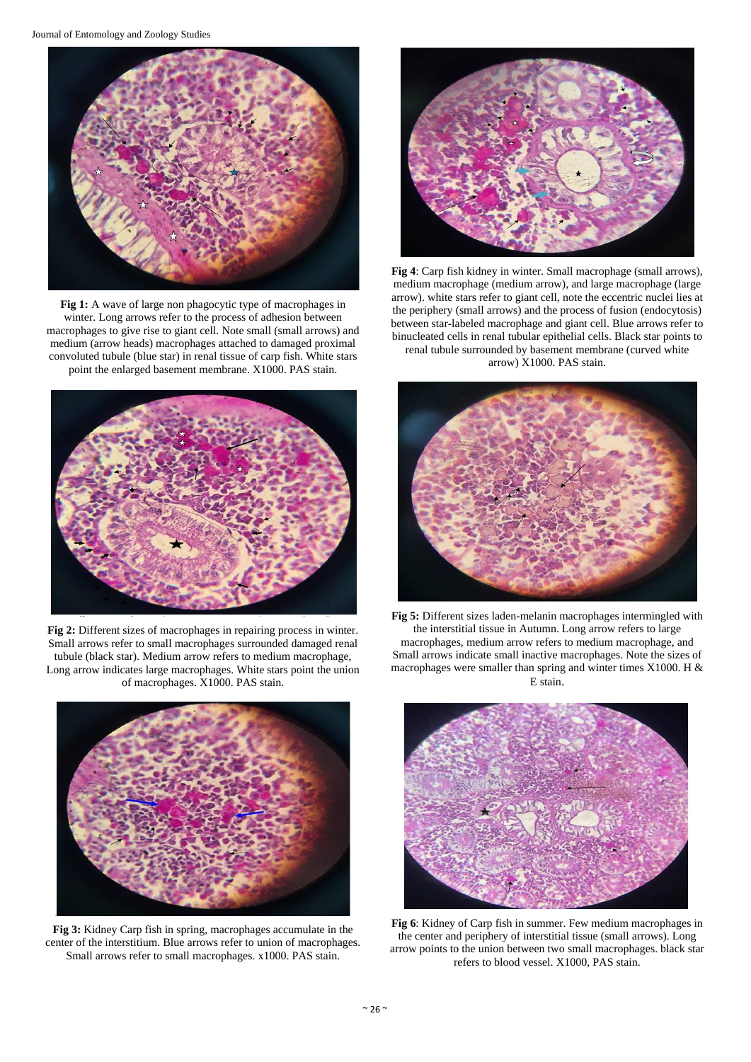**Fig 1:** A wave of large non phagocytic type of macrophages in winter. Long arrows refer to the process of adhesion between macrophages to give rise to giant cell. Note small (small arrows) and medium (arrow heads) macrophages attached to damaged proximal convoluted tubule (blue star) in renal tissue of carp fish. White stars point the enlarged basement membrane. X1000. PAS stain.

**Fig 2:** Different sizes of macrophages in repairing process in winter. Small arrows refer to small macrophages surrounded damaged renal tubule (black star). Medium arrow refers to medium macrophage, Long arrow indicates large macrophages. White stars point the union of macrophages. X1000. PAS stain.

**Fig 3:** Kidney Carp fish in spring, macrophages accumulate in the center of the interstitium. Blue arrows refer to union of macrophages. Small arrows refer to small macrophages. x1000. PAS stain.

**Fig 4**: Carp fish kidney in winter. Small macrophage (small arrows), medium macrophage (medium arrow), and large macrophage (large arrow). white stars refer to giant cell, note the eccentric nuclei lies at the periphery (small arrows) and the process of fusion (endocytosis) between star-labeled macrophage and giant cell. Blue arrows refer to binucleated cells in renal tubular epithelial cells. Black star points to renal tubule surrounded by basement membrane (curved white arrow) X1000. PAS stain.

**Fig 5:** Different sizes laden-melanin macrophages intermingled with the interstitial tissue in Autumn. Long arrow refers to large macrophages, medium arrow refers to medium macrophage, and Small arrows indicate small inactive macrophages. Note the sizes of macrophages were smaller than spring and winter times X1000. H & E stain.

**Fig 6**: Kidney of Carp fish in summer. Few medium macrophages in the center and periphery of interstitial tissue (small arrows). Long arrow points to the union between two small macrophages. black star refers to blood vessel. X1000, PAS stain.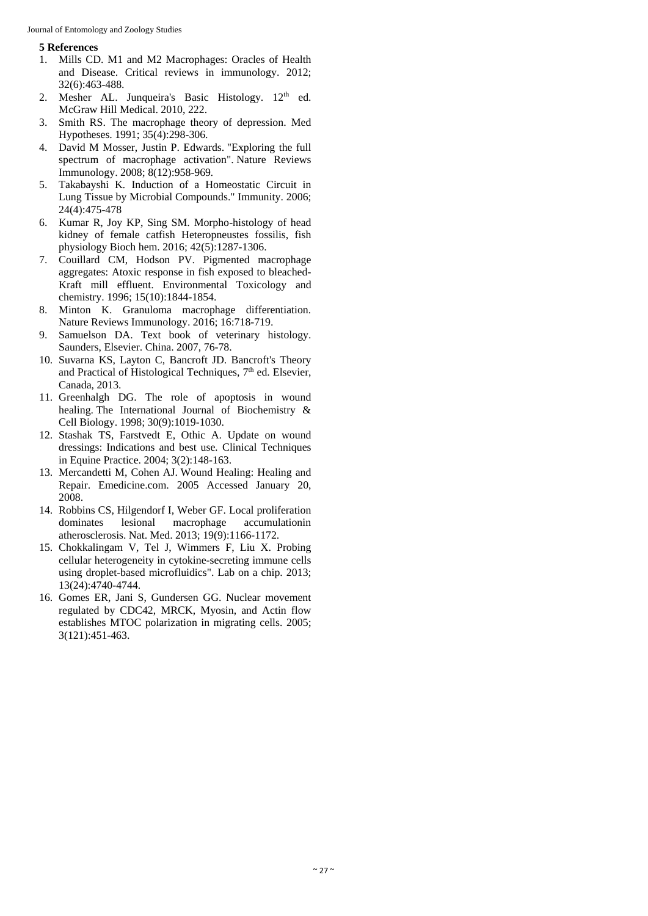## 5 References

1. Mills CD. M1 and M2 Macrophages: Oracles of Health and Disease. Critical reviews in immunology. 2012; 32(6):463-488.
2. Mesher AL. Junqueira's Basic Histology. 12th ed. McGraw Hill Medical. 2010, 222.
3. Smith RS. The macrophage theory of depression. Med Hypotheses. 1991; 35(4):298-306.
4. David M Mosser, Justin P. Edwards. "Exploring the full spectrum of macrophage activation". Nature Reviews Immunology. 2008; 8(12):958-969.
5. Takabayshi K. Induction of a Homeostatic Circuit in Lung Tissue by Microbial Compounds." Immunity. 2006; 24(4):475-478
6. Kumar R, Joy KP, Sing SM. Morpho-histology of head kidney of female catfish Heteropneustes fossilis, fish physiology Bioch hem. 2016; 42(5):1287-1306.
7. Couillard CM, Hodson PV. Pigmented macrophage aggregates: Atoxic response in fish exposed to bleached-Kraft mill effluent. Environmental Toxicology and chemistry. 1996; 15(10):1844-1854.
8. Minton K. Granuloma macrophage differentiation. Nature Reviews Immunology. 2016; 16:718-719.
9. Samuelson DA. Text book of veterinary histology. Saunders, Elsevier. China. 2007, 76-78.
10. Suvarna KS, Layton C, Bancroft JD. Bancroft's Theory and Practical of Histological Techniques, 7th ed. Elsevier, Canada, 2013.
11. Greenhalgh DG. The role of apoptosis in wound healing. The International Journal of Biochemistry & Cell Biology. 1998; 30(9):1019-1030.
12. Stashak TS, Farstvedt E, Othic A. Update on wound dressings: Indications and best use. Clinical Techniques in Equine Practice. 2004; 3(2):148-163.
13. Mercandetti M, Cohen AJ. Wound Healing: Healing and Repair. Emedicine.com. 2005 Accessed January 20, 2008.
14. Robbins CS, Hilgendorf I, Weber GF. Local proliferation dominates lesional macrophage accumulationin atherosclerosis. Nat. Med. 2013; 19(9):1166-1172.
15. Chokkalingam V, Tel J, Wimmers F, Liu X. Probing cellular heterogeneity in cytokine-secreting immune cells using droplet-based microfluidics". Lab on a chip. 2013; 13(24):4740-4744.
16. Gomes ER, Jani S, Gundersen GG. Nuclear movement regulated by CDC42, MRCK, Myosin, and Actin flow establishes MTOC polarization in migrating cells. 2005; 3(121):451-463.